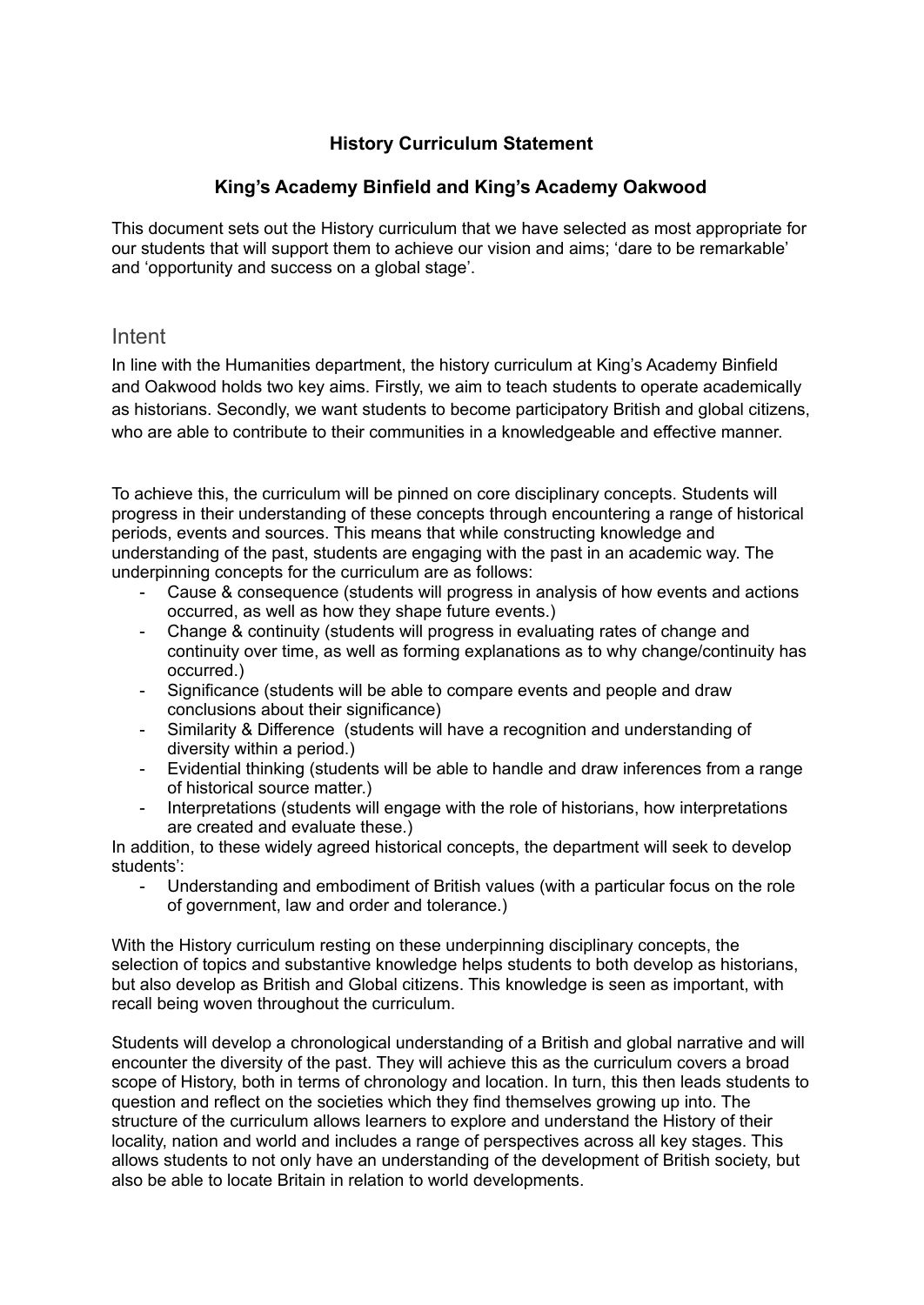**History Curriculum Statement**

**King's Academy Binfield and King's Academy Oakwood**

This document sets out the History curriculum that we have selected as most appropriate for our students that will support them to achieve our vision and aims; 'dare to be remarkable' and 'opportunity and success on a global stage'.

## Intent

In line with the Humanities department, the history curriculum at King's Academy Binfield and Oakwood holds two key aims. Firstly, we aim to teach students to operate academically as historians. Secondly, we want students to become participatory British and global citizens, who are able to contribute to their communities in a knowledgeable and effective manner.

To achieve this, the curriculum will be pinned on core disciplinary concepts. Students will progress in their understanding of these concepts through encountering a range of historical periods, events and sources. This means that while constructing knowledge and understanding of the past, students are engaging with the past in an academic way. The underpinning concepts for the curriculum are as follows:

- Cause & consequence (students will progress in analysis of how events and actions occurred, as well as how they shape future events.)
- Change & continuity (students will progress in evaluating rates of change and continuity over time, as well as forming explanations as to why change/continuity has occurred.)
- Significance (students will be able to compare events and people and draw conclusions about their significance)
- Similarity & Difference (students will have a recognition and understanding of diversity within a period.)
- Evidential thinking (students will be able to handle and draw inferences from a range of historical source matter.)
- Interpretations (students will engage with the role of historians, how interpretations are created and evaluate these.)

In addition, to these widely agreed historical concepts, the department will seek to develop students':

- Understanding and embodiment of British values (with a particular focus on the role of government, law and order and tolerance.)

With the History curriculum resting on these underpinning disciplinary concepts, the selection of topics and substantive knowledge helps students to both develop as historians, but also develop as British and Global citizens. This knowledge is seen as important, with recall being woven throughout the curriculum.

Students will develop a chronological understanding of a British and global narrative and will encounter the diversity of the past. They will achieve this as the curriculum covers a broad scope of History, both in terms of chronology and location. In turn, this then leads students to question and reflect on the societies which they find themselves growing up into. The structure of the curriculum allows learners to explore and understand the History of their locality, nation and world and includes a range of perspectives across all key stages. This allows students to not only have an understanding of the development of British society, but also be able to locate Britain in relation to world developments.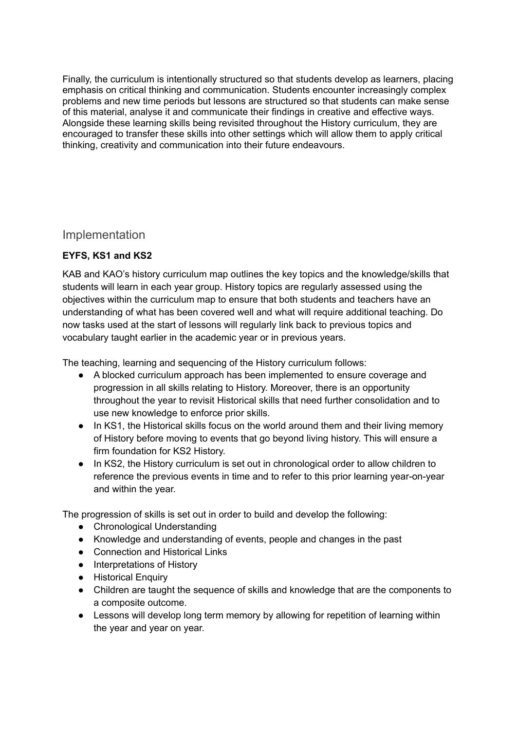Finally, the curriculum is intentionally structured so that students develop as learners, placing emphasis on critical thinking and communication. Students encounter increasingly complex problems and new time periods but lessons are structured so that students can make sense of this material, analyse it and communicate their findings in creative and effective ways. Alongside these learning skills being revisited throughout the History curriculum, they are encouraged to transfer these skills into other settings which will allow them to apply critical thinking, creativity and communication into their future endeavours.

## Implementation

**EYFS, KS1 and KS2**

KAB and KAO's history curriculum map outlines the key topics and the knowledge/skills that students will learn in each year group. History topics are regularly assessed using the objectives within the curriculum map to ensure that both students and teachers have an understanding of what has been covered well and what will require additional teaching. Do now tasks used at the start of lessons will regularly link back to previous topics and vocabulary taught earlier in the academic year or in previous years.

The teaching, learning and sequencing of the History curriculum follows:

- A blocked curriculum approach has been implemented to ensure coverage and progression in all skills relating to History. Moreover, there is an opportunity throughout the year to revisit Historical skills that need further consolidation and to use new knowledge to enforce prior skills.
- In KS1, the Historical skills focus on the world around them and their living memory of History before moving to events that go beyond living history. This will ensure a firm foundation for KS2 History.
- In KS2, the History curriculum is set out in chronological order to allow children to reference the previous events in time and to refer to this prior learning year-on-year and within the year.

The progression of skills is set out in order to build and develop the following:

- Chronological Understanding
- Knowledge and understanding of events, people and changes in the past
- Connection and Historical Links
- Interpretations of History
- Historical Enquiry
- Children are taught the sequence of skills and knowledge that are the components to a composite outcome.
- Lessons will develop long term memory by allowing for repetition of learning within the year and year on year.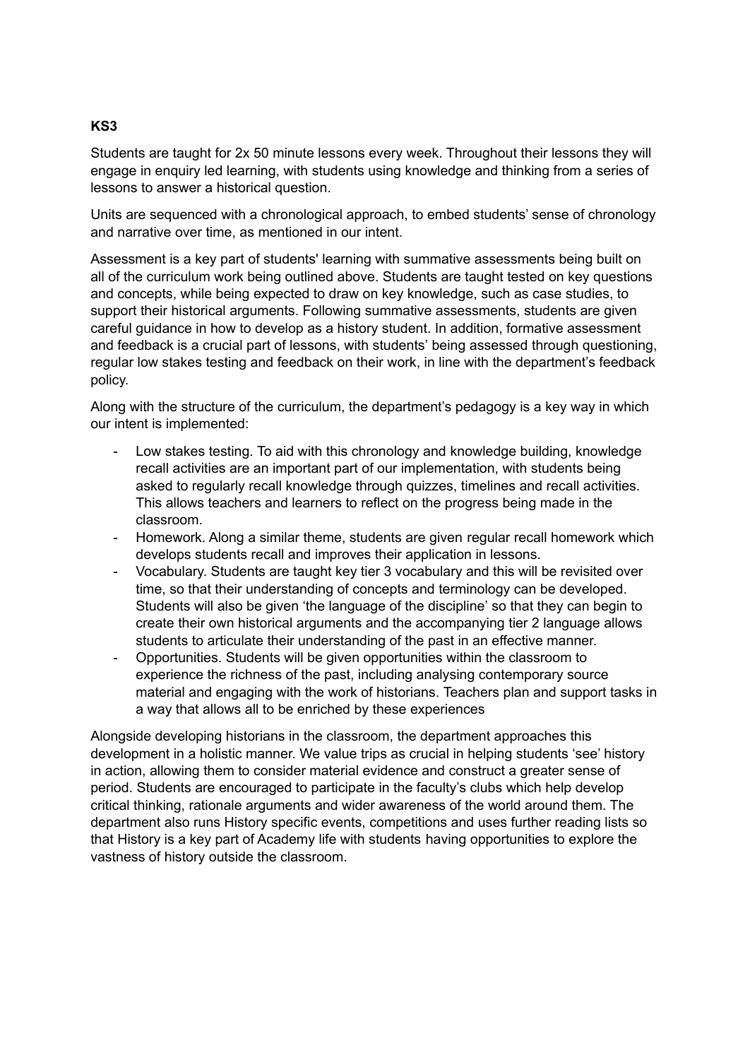**KS3**

Students are taught for 2x 50 minute lessons every week. Throughout their lessons they will engage in enquiry led learning, with students using knowledge and thinking from a series of lessons to answer a historical question.

Units are sequenced with a chronological approach, to embed students' sense of chronology and narrative over time, as mentioned in our intent.

Assessment is a key part of students' learning with summative assessments being built on all of the curriculum work being outlined above. Students are taught tested on key questions and concepts, while being expected to draw on key knowledge, such as case studies, to support their historical arguments. Following summative assessments, students are given careful guidance in how to develop as a history student. In addition, formative assessment and feedback is a crucial part of lessons, with students' being assessed through questioning, regular low stakes testing and feedback on their work, in line with the department's feedback policy.

Along with the structure of the curriculum, the department's pedagogy is a key way in which our intent is implemented:

- Low stakes testing. To aid with this chronology and knowledge building, knowledge recall activities are an important part of our implementation, with students being asked to regularly recall knowledge through quizzes, timelines and recall activities. This allows teachers and learners to reflect on the progress being made in the classroom.
- Homework. Along a similar theme, students are given regular recall homework which develops students recall and improves their application in lessons.
- Vocabulary. Students are taught key tier 3 vocabulary and this will be revisited over time, so that their understanding of concepts and terminology can be developed. Students will also be given 'the language of the discipline' so that they can begin to create their own historical arguments and the accompanying tier 2 language allows students to articulate their understanding of the past in an effective manner.
- Opportunities. Students will be given opportunities within the classroom to experience the richness of the past, including analysing contemporary source material and engaging with the work of historians. Teachers plan and support tasks in a way that allows all to be enriched by these experiences

Alongside developing historians in the classroom, the department approaches this development in a holistic manner. We value trips as crucial in helping students 'see' history in action, allowing them to consider material evidence and construct a greater sense of period. Students are encouraged to participate in the faculty's clubs which help develop critical thinking, rationale arguments and wider awareness of the world around them. The department also runs History specific events, competitions and uses further reading lists so that History is a key part of Academy life with students having opportunities to explore the vastness of history outside the classroom.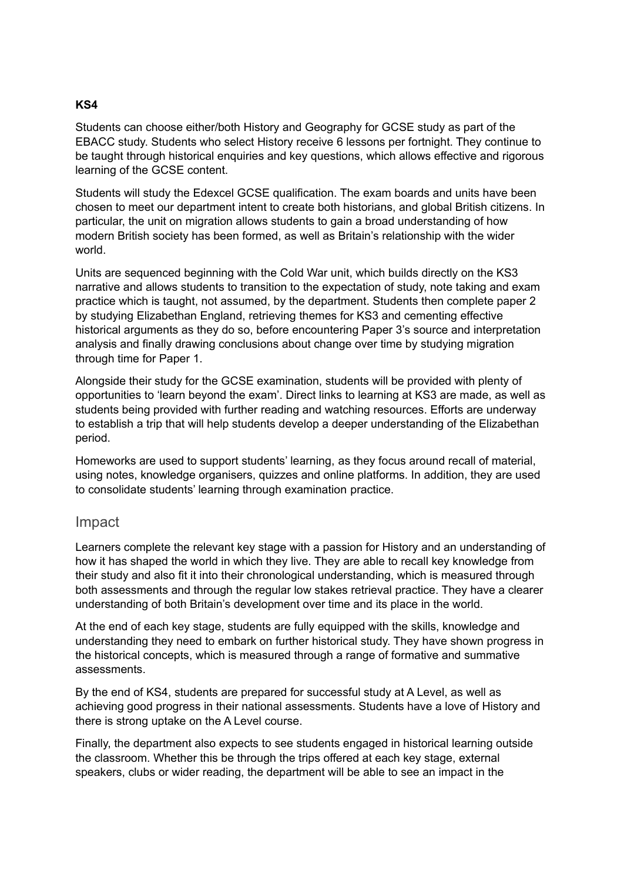**KS4**

Students can choose either/both History and Geography for GCSE study as part of the EBACC study. Students who select History receive 6 lessons per fortnight. They continue to be taught through historical enquiries and key questions, which allows effective and rigorous learning of the GCSE content.

Students will study the Edexcel GCSE qualification. The exam boards and units have been chosen to meet our department intent to create both historians, and global British citizens. In particular, the unit on migration allows students to gain a broad understanding of how modern British society has been formed, as well as Britain's relationship with the wider world.

Units are sequenced beginning with the Cold War unit, which builds directly on the KS3 narrative and allows students to transition to the expectation of study, note taking and exam practice which is taught, not assumed, by the department. Students then complete paper 2 by studying Elizabethan England, retrieving themes for KS3 and cementing effective historical arguments as they do so, before encountering Paper 3's source and interpretation analysis and finally drawing conclusions about change over time by studying migration through time for Paper 1.

Alongside their study for the GCSE examination, students will be provided with plenty of opportunities to 'learn beyond the exam'. Direct links to learning at KS3 are made, as well as students being provided with further reading and watching resources. Efforts are underway to establish a trip that will help students develop a deeper understanding of the Elizabethan period.

Homeworks are used to support students' learning, as they focus around recall of material, using notes, knowledge organisers, quizzes and online platforms. In addition, they are used to consolidate students' learning through examination practice.

## Impact

Learners complete the relevant key stage with a passion for History and an understanding of how it has shaped the world in which they live. They are able to recall key knowledge from their study and also fit it into their chronological understanding, which is measured through both assessments and through the regular low stakes retrieval practice. They have a clearer understanding of both Britain's development over time and its place in the world.

At the end of each key stage, students are fully equipped with the skills, knowledge and understanding they need to embark on further historical study. They have shown progress in the historical concepts, which is measured through a range of formative and summative assessments.

By the end of KS4, students are prepared for successful study at A Level, as well as achieving good progress in their national assessments. Students have a love of History and there is strong uptake on the A Level course.

Finally, the department also expects to see students engaged in historical learning outside the classroom. Whether this be through the trips offered at each key stage, external speakers, clubs or wider reading, the department will be able to see an impact in the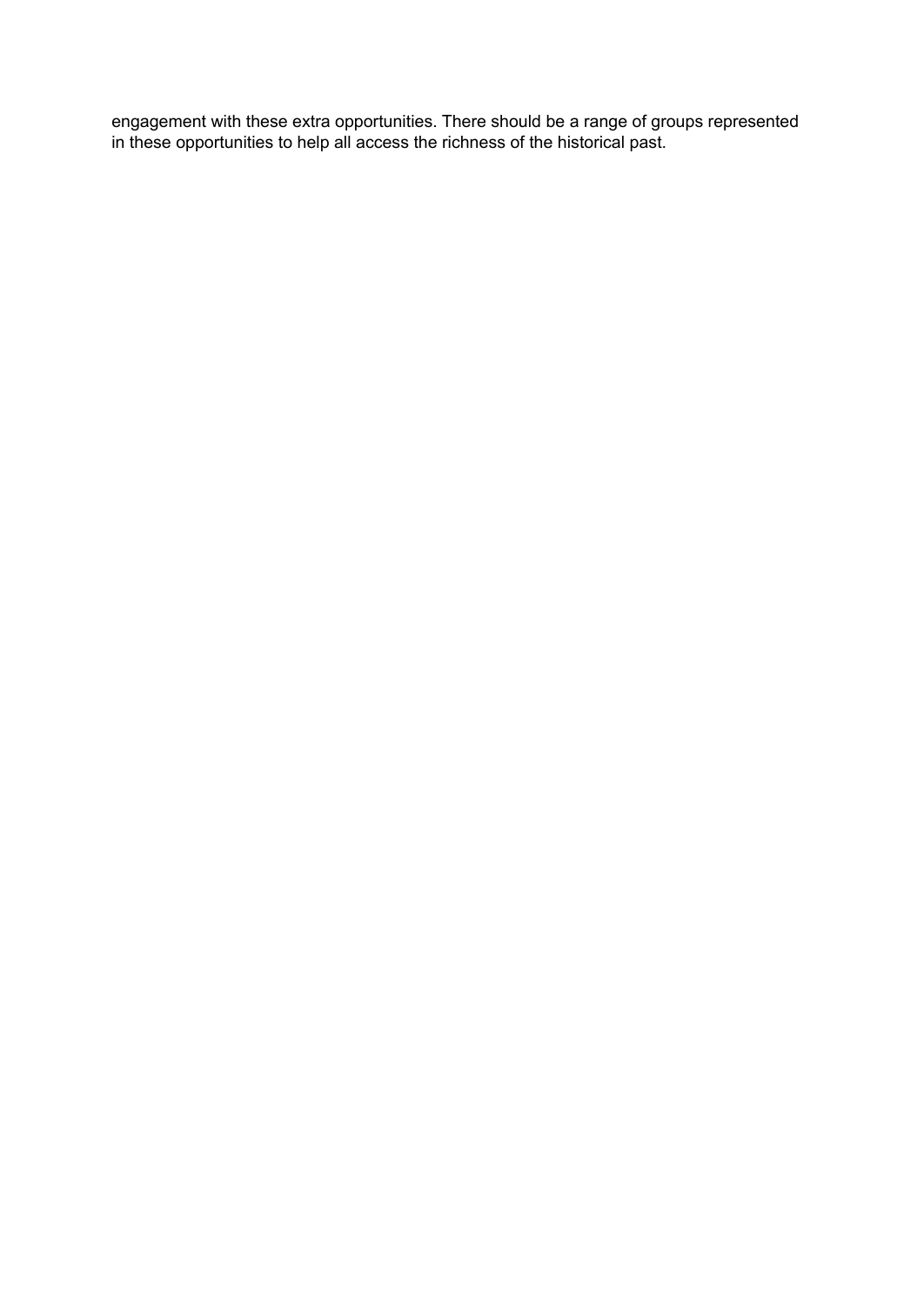engagement with these extra opportunities. There should be a range of groups represented in these opportunities to help all access the richness of the historical past.